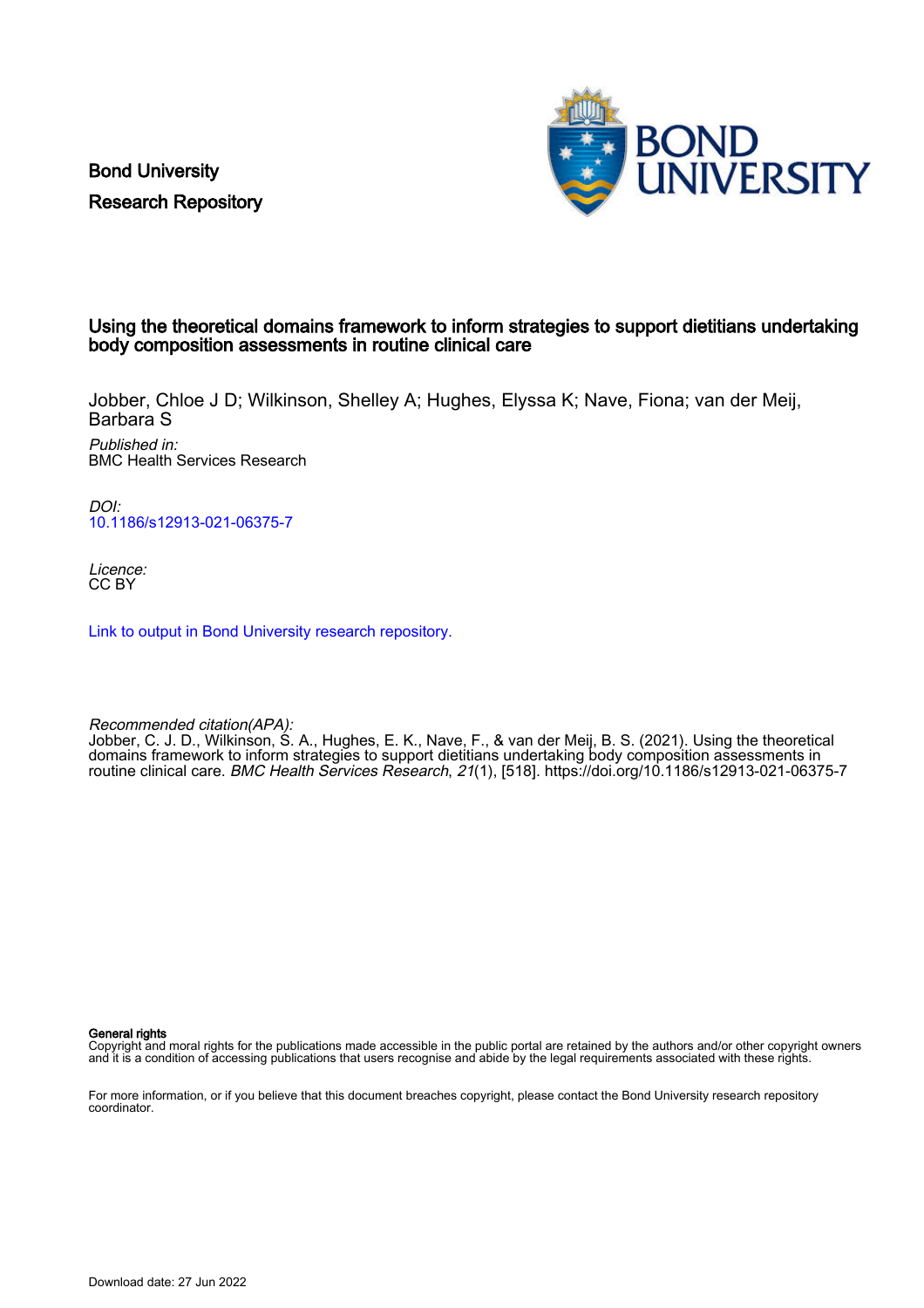Bond University
Research Repository

# Using the theoretical domains framework to inform strategies to support dietitians undertaking body composition assessments in routine clinical care

Jobber, Chloe J D; Wilkinson, Shelley A; Hughes, Elyssa K; Nave, Fiona; van der Meij, Barbara S

*Published in:*
BMC Health Services Research

*DOI:*
10.1186/s12913-021-06375-7

*Licence:*
CC BY

Link to output in Bond University research repository.

*Recommended citation(APA):*
Jobber, C. J. D., Wilkinson, S. A., Hughes, E. K., Nave, F., & van der Meij, B. S. (2021). Using the theoretical domains framework to inform strategies to support dietitians undertaking body composition assessments in routine clinical care. *BMC Health Services Research*, *21*(1), [518]. https://doi.org/10.1186/s12913-021-06375-7

**General rights**
Copyright and moral rights for the publications made accessible in the public portal are retained by the authors and/or other copyright owners and it is a condition of accessing publications that users recognise and abide by the legal requirements associated with these rights.

For more information, or if you believe that this document breaches copyright, please contact the Bond University research repository coordinator.

Download date: 27 Jun 2022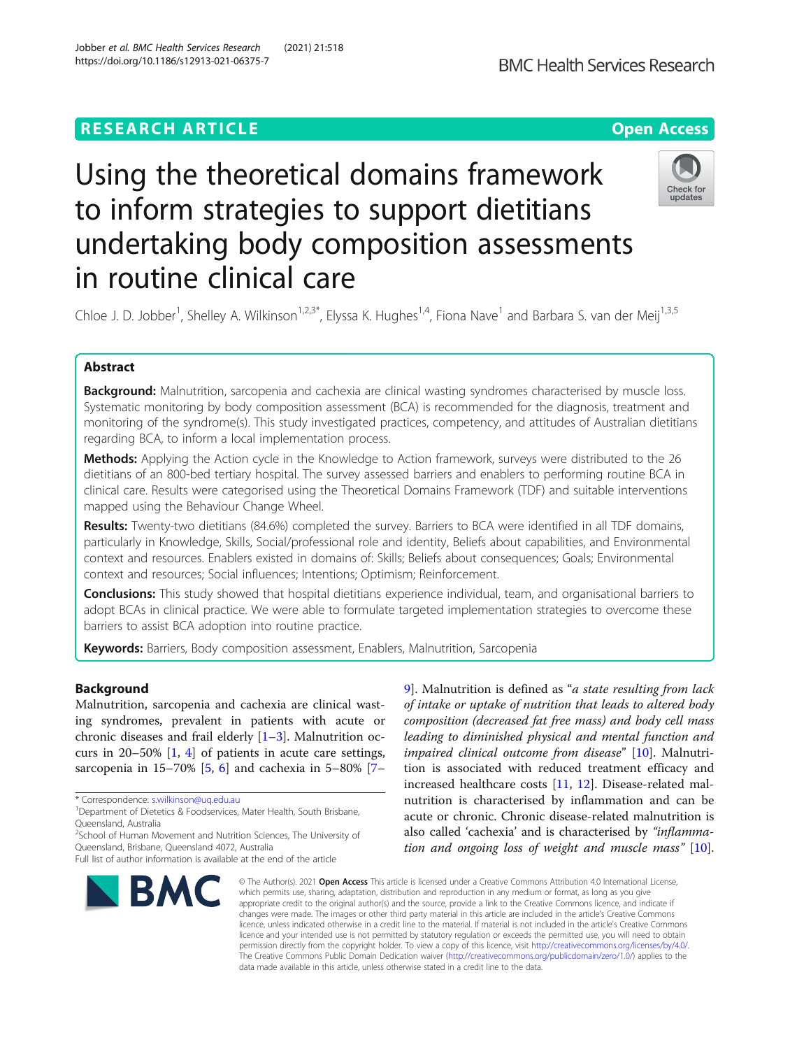# Using the theoretical domains framework to inform strategies to support dietitians undertaking body composition assessments in routine clinical care

Chloe J. D. Jobber[1], Shelley A. Wilkinson[1,2,3*], Elyssa K. Hughes[1,4], Fiona Nave[1] and Barbara S. van der Meij[1,3,5]

## Abstract

**Background:** Malnutrition, sarcopenia and cachexia are clinical wasting syndromes characterised by muscle loss. Systematic monitoring by body composition assessment (BCA) is recommended for the diagnosis, treatment and monitoring of the syndrome(s). This study investigated practices, competency, and attitudes of Australian dietitians regarding BCA, to inform a local implementation process.

**Methods:** Applying the Action cycle in the Knowledge to Action framework, surveys were distributed to the 26 dietitians of an 800-bed tertiary hospital. The survey assessed barriers and enablers to performing routine BCA in clinical care. Results were categorised using the Theoretical Domains Framework (TDF) and suitable interventions mapped using the Behaviour Change Wheel.

**Results:** Twenty-two dietitians (84.6%) completed the survey. Barriers to BCA were identified in all TDF domains, particularly in Knowledge, Skills, Social/professional role and identity, Beliefs about capabilities, and Environmental context and resources. Enablers existed in domains of: Skills; Beliefs about consequences; Goals; Environmental context and resources; Social influences; Intentions; Optimism; Reinforcement.

**Conclusions:** This study showed that hospital dietitians experience individual, team, and organisational barriers to adopt BCAs in clinical practice. We were able to formulate targeted implementation strategies to overcome these barriers to assist BCA adoption into routine practice.

**Keywords:** Barriers, Body composition assessment, Enablers, Malnutrition, Sarcopenia

## Background

Malnutrition, sarcopenia and cachexia are clinical wasting syndromes, prevalent in patients with acute or chronic diseases and frail elderly [1–3]. Malnutrition occurs in 20–50% [1, 4] of patients in acute care settings, sarcopenia in 15–70% [5, 6] and cachexia in 5–80% [7–9]. Malnutrition is defined as "*a state resulting from lack of intake or uptake of nutrition that leads to altered body composition (decreased fat free mass) and body cell mass leading to diminished physical and mental function and impaired clinical outcome from disease*" [10]. Malnutrition is associated with reduced treatment efficacy and increased healthcare costs [11, 12]. Disease-related malnutrition is characterised by inflammation and can be acute or chronic. Chronic disease-related malnutrition is also called 'cachexia' and is characterised by *"inflammation and ongoing loss of weight and muscle mass"* [10].

\* Correspondence: s.wilkinson@uq.edu.au
[1]Department of Dietetics & Foodservices, Mater Health, South Brisbane, Queensland, Australia
[2]School of Human Movement and Nutrition Sciences, The University of Queensland, Brisbane, Queensland 4072, Australia
Full list of author information is available at the end of the article

© The Author(s). 2021 **Open Access** This article is licensed under a Creative Commons Attribution 4.0 International License, which permits use, sharing, adaptation, distribution and reproduction in any medium or format, as long as you give appropriate credit to the original author(s) and the source, provide a link to the Creative Commons licence, and indicate if changes were made. The images or other third party material in this article are included in the article's Creative Commons licence, unless indicated otherwise in a credit line to the material. If material is not included in the article's Creative Commons licence and your intended use is not permitted by statutory regulation or exceeds the permitted use, you will need to obtain permission directly from the copyright holder. To view a copy of this licence, visit http://creativecommons.org/licenses/by/4.0/. The Creative Commons Public Domain Dedication waiver (http://creativecommons.org/publicdomain/zero/1.0/) applies to the data made available in this article, unless otherwise stated in a credit line to the data.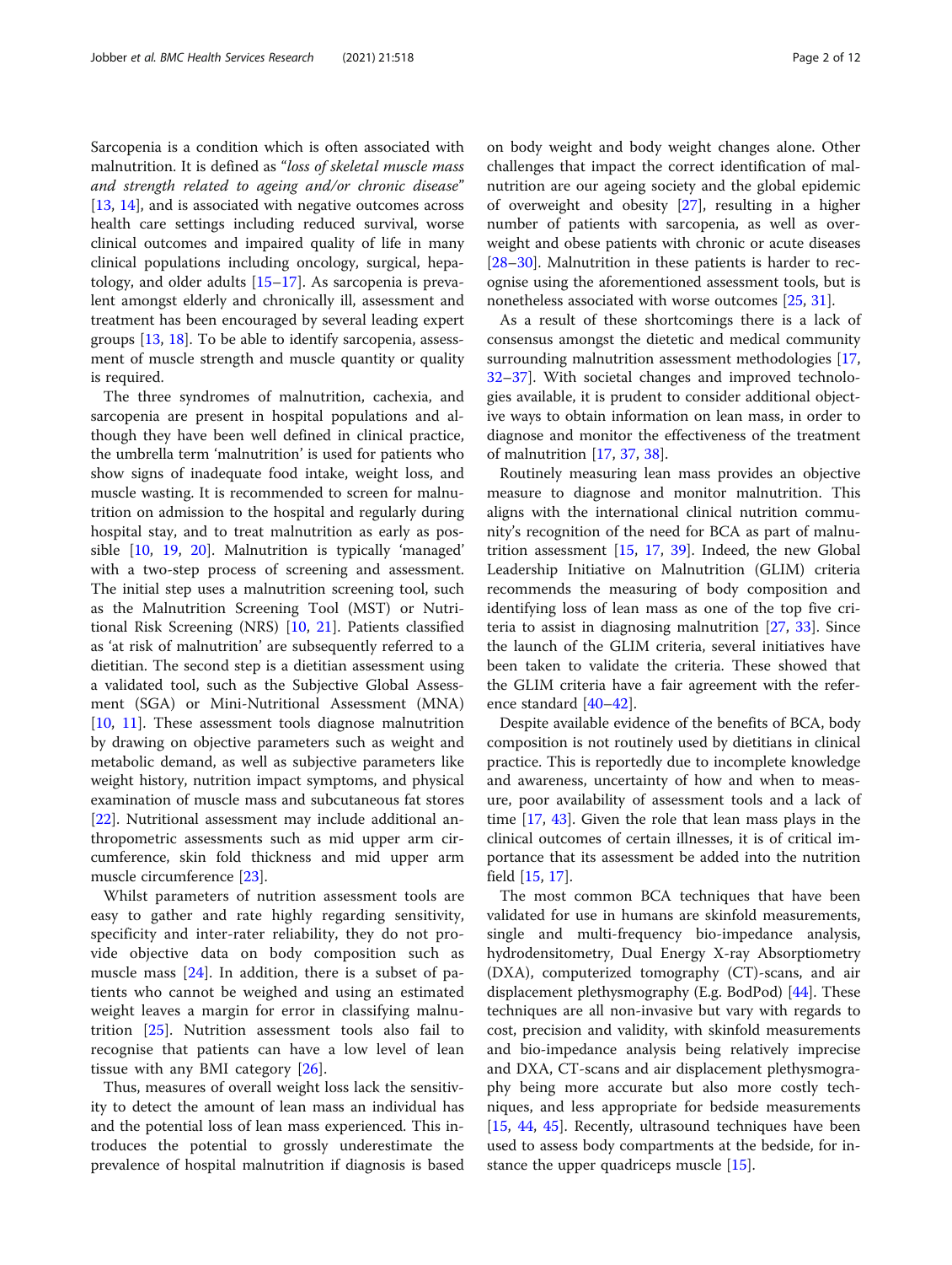Sarcopenia is a condition which is often associated with malnutrition. It is defined as "*loss of skeletal muscle mass and strength related to ageing and/or chronic disease*" [13, 14], and is associated with negative outcomes across health care settings including reduced survival, worse clinical outcomes and impaired quality of life in many clinical populations including oncology, surgical, hepatology, and older adults [15–17]. As sarcopenia is prevalent amongst elderly and chronically ill, assessment and treatment has been encouraged by several leading expert groups [13, 18]. To be able to identify sarcopenia, assessment of muscle strength and muscle quantity or quality is required.

The three syndromes of malnutrition, cachexia, and sarcopenia are present in hospital populations and although they have been well defined in clinical practice, the umbrella term 'malnutrition' is used for patients who show signs of inadequate food intake, weight loss, and muscle wasting. It is recommended to screen for malnutrition on admission to the hospital and regularly during hospital stay, and to treat malnutrition as early as possible [10, 19, 20]. Malnutrition is typically 'managed' with a two-step process of screening and assessment. The initial step uses a malnutrition screening tool, such as the Malnutrition Screening Tool (MST) or Nutritional Risk Screening (NRS) [10, 21]. Patients classified as 'at risk of malnutrition' are subsequently referred to a dietitian. The second step is a dietitian assessment using a validated tool, such as the Subjective Global Assessment (SGA) or Mini-Nutritional Assessment (MNA) [10, 11]. These assessment tools diagnose malnutrition by drawing on objective parameters such as weight and metabolic demand, as well as subjective parameters like weight history, nutrition impact symptoms, and physical examination of muscle mass and subcutaneous fat stores [22]. Nutritional assessment may include additional anthropometric assessments such as mid upper arm circumference, skin fold thickness and mid upper arm muscle circumference [23].

Whilst parameters of nutrition assessment tools are easy to gather and rate highly regarding sensitivity, specificity and inter-rater reliability, they do not provide objective data on body composition such as muscle mass [24]. In addition, there is a subset of patients who cannot be weighed and using an estimated weight leaves a margin for error in classifying malnutrition [25]. Nutrition assessment tools also fail to recognise that patients can have a low level of lean tissue with any BMI category [26].

Thus, measures of overall weight loss lack the sensitivity to detect the amount of lean mass an individual has and the potential loss of lean mass experienced. This introduces the potential to grossly underestimate the prevalence of hospital malnutrition if diagnosis is based on body weight and body weight changes alone. Other challenges that impact the correct identification of malnutrition are our ageing society and the global epidemic of overweight and obesity [27], resulting in a higher number of patients with sarcopenia, as well as overweight and obese patients with chronic or acute diseases [28–30]. Malnutrition in these patients is harder to recognise using the aforementioned assessment tools, but is nonetheless associated with worse outcomes [25, 31].

As a result of these shortcomings there is a lack of consensus amongst the dietetic and medical community surrounding malnutrition assessment methodologies [17, 32–37]. With societal changes and improved technologies available, it is prudent to consider additional objective ways to obtain information on lean mass, in order to diagnose and monitor the effectiveness of the treatment of malnutrition [17, 37, 38].

Routinely measuring lean mass provides an objective measure to diagnose and monitor malnutrition. This aligns with the international clinical nutrition community's recognition of the need for BCA as part of malnutrition assessment [15, 17, 39]. Indeed, the new Global Leadership Initiative on Malnutrition (GLIM) criteria recommends the measuring of body composition and identifying loss of lean mass as one of the top five criteria to assist in diagnosing malnutrition [27, 33]. Since the launch of the GLIM criteria, several initiatives have been taken to validate the criteria. These showed that the GLIM criteria have a fair agreement with the reference standard [40–42].

Despite available evidence of the benefits of BCA, body composition is not routinely used by dietitians in clinical practice. This is reportedly due to incomplete knowledge and awareness, uncertainty of how and when to measure, poor availability of assessment tools and a lack of time [17, 43]. Given the role that lean mass plays in the clinical outcomes of certain illnesses, it is of critical importance that its assessment be added into the nutrition field [15, 17].

The most common BCA techniques that have been validated for use in humans are skinfold measurements, single and multi-frequency bio-impedance analysis, hydrodensitometry, Dual Energy X-ray Absorptiometry (DXA), computerized tomography (CT)-scans, and air displacement plethysmography (E.g. BodPod) [44]. These techniques are all non-invasive but vary with regards to cost, precision and validity, with skinfold measurements and bio-impedance analysis being relatively imprecise and DXA, CT-scans and air displacement plethysmography being more accurate but also more costly techniques, and less appropriate for bedside measurements [15, 44, 45]. Recently, ultrasound techniques have been used to assess body compartments at the bedside, for instance the upper quadriceps muscle [15].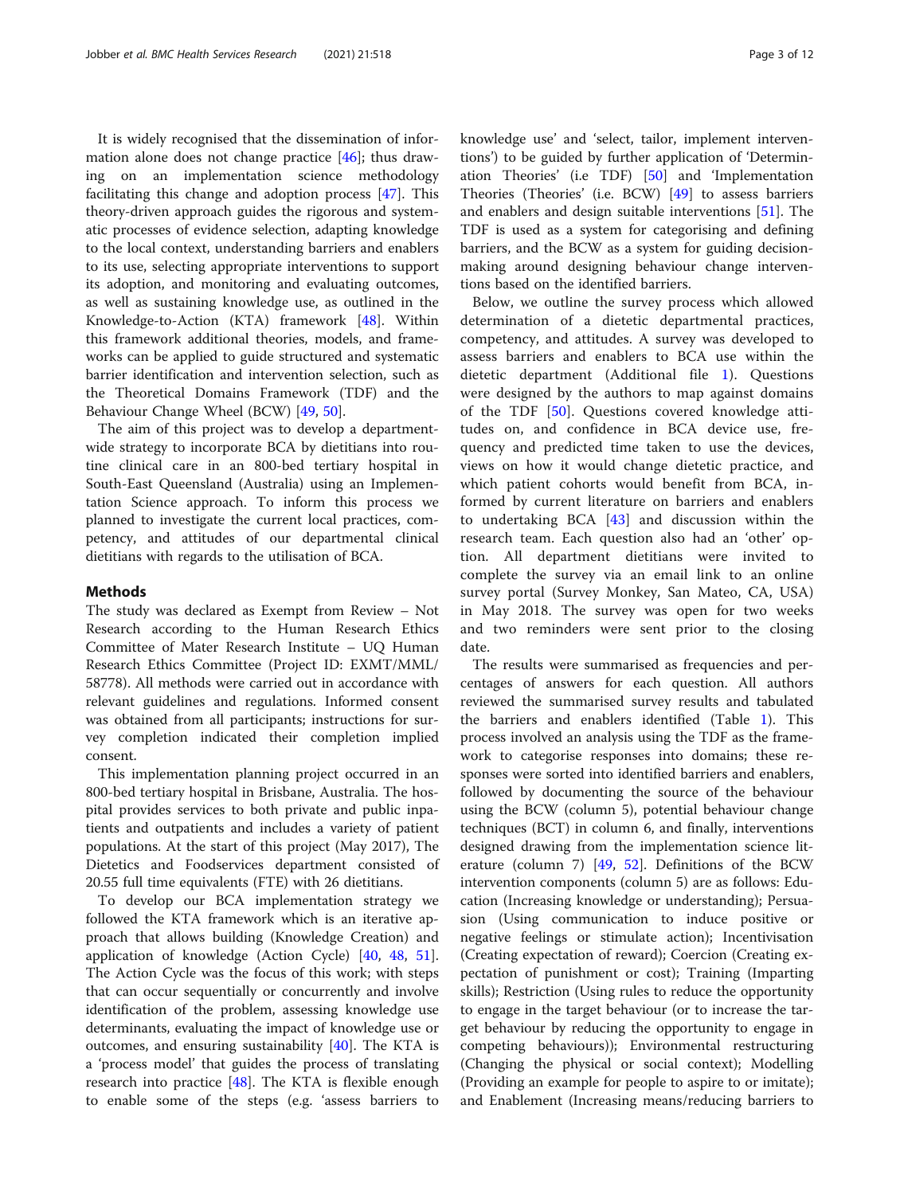It is widely recognised that the dissemination of information alone does not change practice [46]; thus drawing on an implementation science methodology facilitating this change and adoption process [47]. This theory-driven approach guides the rigorous and systematic processes of evidence selection, adapting knowledge to the local context, understanding barriers and enablers to its use, selecting appropriate interventions to support its adoption, and monitoring and evaluating outcomes, as well as sustaining knowledge use, as outlined in the Knowledge-to-Action (KTA) framework [48]. Within this framework additional theories, models, and frameworks can be applied to guide structured and systematic barrier identification and intervention selection, such as the Theoretical Domains Framework (TDF) and the Behaviour Change Wheel (BCW) [49, 50].

The aim of this project was to develop a department-wide strategy to incorporate BCA by dietitians into routine clinical care in an 800-bed tertiary hospital in South-East Queensland (Australia) using an Implementation Science approach. To inform this process we planned to investigate the current local practices, competency, and attitudes of our departmental clinical dietitians with regards to the utilisation of BCA.

## Methods

The study was declared as Exempt from Review – Not Research according to the Human Research Ethics Committee of Mater Research Institute – UQ Human Research Ethics Committee (Project ID: EXMT/MML/58778). All methods were carried out in accordance with relevant guidelines and regulations. Informed consent was obtained from all participants; instructions for survey completion indicated their completion implied consent.

This implementation planning project occurred in an 800-bed tertiary hospital in Brisbane, Australia. The hospital provides services to both private and public inpatients and outpatients and includes a variety of patient populations. At the start of this project (May 2017), The Dietetics and Foodservices department consisted of 20.55 full time equivalents (FTE) with 26 dietitians.

To develop our BCA implementation strategy we followed the KTA framework which is an iterative approach that allows building (Knowledge Creation) and application of knowledge (Action Cycle) [40, 48, 51]. The Action Cycle was the focus of this work; with steps that can occur sequentially or concurrently and involve identification of the problem, assessing knowledge use determinants, evaluating the impact of knowledge use or outcomes, and ensuring sustainability [40]. The KTA is a 'process model' that guides the process of translating research into practice [48]. The KTA is flexible enough to enable some of the steps (e.g. 'assess barriers to knowledge use' and 'select, tailor, implement interventions') to be guided by further application of 'Determination Theories' (i.e TDF) [50] and 'Implementation Theories (Theories' (i.e. BCW) [49] to assess barriers and enablers and design suitable interventions [51]. The TDF is used as a system for categorising and defining barriers, and the BCW as a system for guiding decision-making around designing behaviour change interventions based on the identified barriers.

Below, we outline the survey process which allowed determination of a dietetic departmental practices, competency, and attitudes. A survey was developed to assess barriers and enablers to BCA use within the dietetic department (Additional file 1). Questions were designed by the authors to map against domains of the TDF [50]. Questions covered knowledge attitudes on, and confidence in BCA device use, frequency and predicted time taken to use the devices, views on how it would change dietetic practice, and which patient cohorts would benefit from BCA, informed by current literature on barriers and enablers to undertaking BCA [43] and discussion within the research team. Each question also had an 'other' option. All department dietitians were invited to complete the survey via an email link to an online survey portal (Survey Monkey, San Mateo, CA, USA) in May 2018. The survey was open for two weeks and two reminders were sent prior to the closing date.

The results were summarised as frequencies and percentages of answers for each question. All authors reviewed the summarised survey results and tabulated the barriers and enablers identified (Table 1). This process involved an analysis using the TDF as the framework to categorise responses into domains; these responses were sorted into identified barriers and enablers, followed by documenting the source of the behaviour using the BCW (column 5), potential behaviour change techniques (BCT) in column 6, and finally, interventions designed drawing from the implementation science literature (column 7) [49, 52]. Definitions of the BCW intervention components (column 5) are as follows: Education (Increasing knowledge or understanding); Persuasion (Using communication to induce positive or negative feelings or stimulate action); Incentivisation (Creating expectation of reward); Coercion (Creating expectation of punishment or cost); Training (Imparting skills); Restriction (Using rules to reduce the opportunity to engage in the target behaviour (or to increase the target behaviour by reducing the opportunity to engage in competing behaviours)); Environmental restructuring (Changing the physical or social context); Modelling (Providing an example for people to aspire to or imitate); and Enablement (Increasing means/reducing barriers to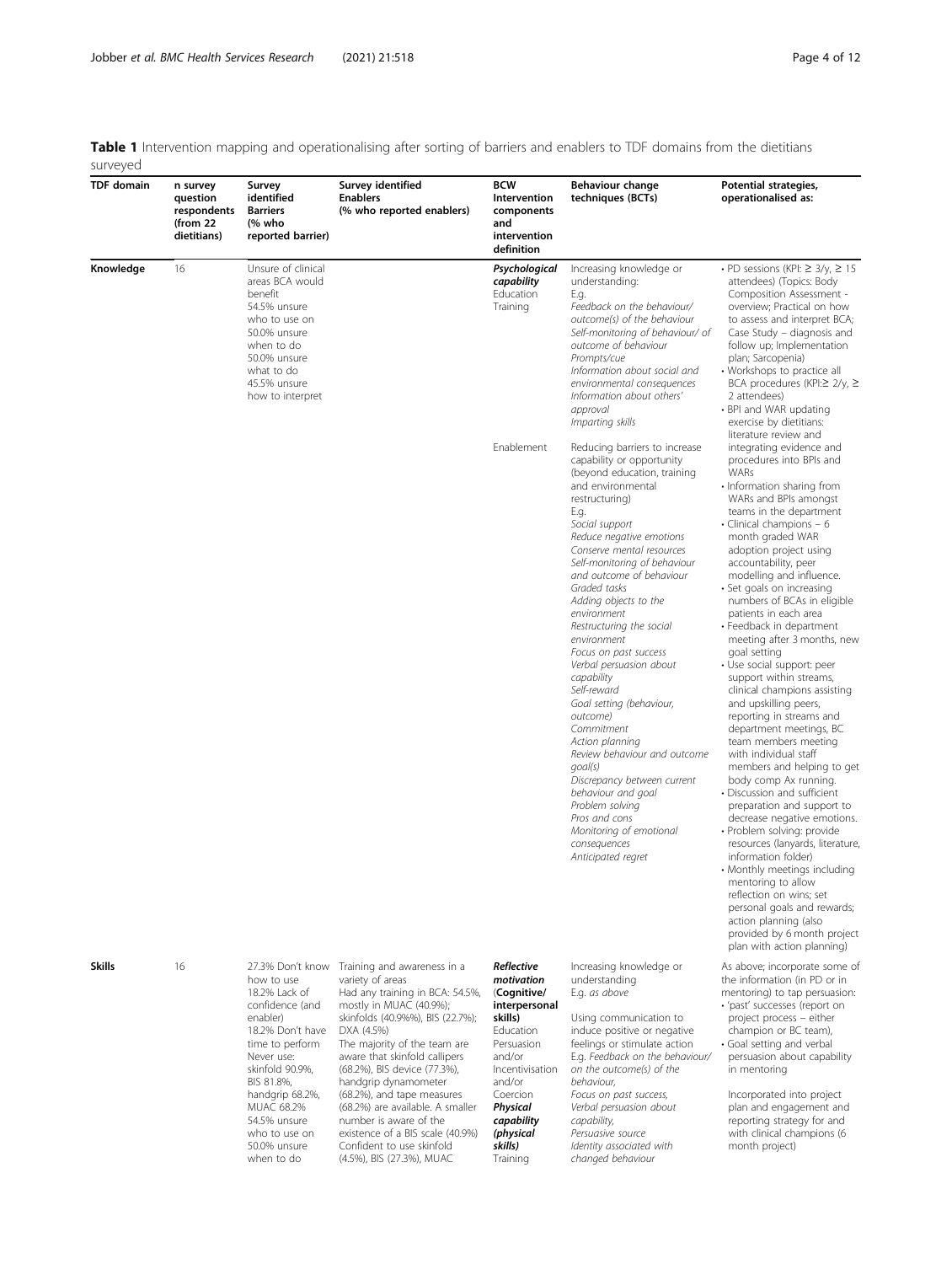**Table 1** Intervention mapping and operationalising after sorting of barriers and enablers to TDF domains from the dietitians surveyed

| TDF domain | n survey question respondents (from 22 dietitians) | Survey identified Barriers (% who reported barrier) | Survey identified Enablers (% who reported enablers) | BCW Intervention components and intervention definition | Behaviour change techniques (BCTs) | Potential strategies, operationalised as: |
|---|---|---|---|---|---|---|
| **Knowledge** | 16 | Unsure of clinical areas BCA would benefit<br>54.5% unsure who to use on<br>50.0% unsure when to do<br>50.0% unsure what to do<br>45.5% unsure how to interpret | | ***Psychological capability***<br>Education<br>Training | Increasing knowledge or understanding:<br>E.g.<br>*Feedback on the behaviour/ outcome(s) of the behaviour*<br>*Self-monitoring of behaviour/ of outcome of behaviour*<br>*Prompts/cue*<br>*Information about social and environmental consequences*<br>*Information about others' approval*<br>*Imparting skills* | • PD sessions (KPI: ≥ 3/y, ≥ 15 attendees) (Topics: Body Composition Assessment - overview; Practical on how to assess and interpret BCA; Case Study – diagnosis and follow up; Implementation plan; Sarcopenia)<br>• Workshops to practice all BCA procedures (KPI:≥ 2/y, ≥ 2 attendees)<br>• BPI and WAR updating exercise by dietitians: literature review and integrating evidence and procedures into BPIs and WARs<br>• Information sharing from WARs and BPIs amongst teams in the department<br>• Clinical champions – 6 month graded WAR adoption project using accountability, peer modelling and influence.<br>• Set goals on increasing numbers of BCAs in eligible patients in each area<br>• Feedback in department meeting after 3 months, new goal setting<br>• Use social support: peer support within streams, clinical champions assisting and upskilling peers, reporting in streams and department meetings, BC team members meeting with individual staff members and helping to get body comp Ax running.<br>• Discussion and sufficient preparation and support to decrease negative emotions.<br>• Problem solving: provide resources (lanyards, literature, information folder)<br>• Monthly meetings including mentoring to allow reflection on wins; set personal goals and rewards; action planning (also provided by 6 month project plan with action planning) |
| | | | | Enablement | Reducing barriers to increase capability or opportunity (beyond education, training and environmental restructuring)<br>E.g.<br>*Social support*<br>*Reduce negative emotions*<br>*Conserve mental resources*<br>*Self-monitoring of behaviour and outcome of behaviour*<br>*Graded tasks*<br>*Adding objects to the environment*<br>*Restructuring the social environment*<br>*Focus on past success*<br>*Verbal persuasion about capability*<br>*Self-reward*<br>*Goal setting (behaviour, outcome)*<br>*Commitment*<br>*Action planning*<br>*Review behaviour and outcome goal(s)*<br>*Discrepancy between current behaviour and goal*<br>*Problem solving*<br>*Pros and cons*<br>*Monitoring of emotional consequences*<br>*Anticipated regret* | |
| **Skills** | 16 | 27.3% Don't know how to use<br>18.2% Lack of confidence (and enabler)<br>18.2% Don't have time to perform<br>Never use: skinfold 90.9%, BIS 81.8%, handgrip 68.2%, MUAC 68.2%<br>54.5% unsure who to use on<br>50.0% unsure when to do | Training and awareness in a variety of areas<br>Had any training in BCA: 54.5%, mostly in MUAC (40.9%); skinfolds (40.9%%), BIS (22.7%); DXA (4.5%)<br>The majority of the team are aware that skinfold callipers (68.2%), BIS device (77.3%), handgrip dynamometer (68.2%), and tape measures (68.2%) are available. A smaller number is aware of the existence of a BIS scale (40.9%)<br>Confident to use skinfold (4.5%), BIS (27.3%), MUAC | ***Reflective motivation*** (**Cognitive/ interpersonal skills**)<br>Education<br>Persuasion and/or<br>Incentivisation and/or<br>Coercion<br>***Physical capability (physical skills)***<br>Training | Increasing knowledge or understanding<br>E.g. *as above*<br><br>Using communication to induce positive or negative feelings or stimulate action<br>E.g. *Feedback on the behaviour/ on the outcome(s) of the behaviour,*<br>*Focus on past success,*<br>*Verbal persuasion about capability,*<br>*Persuasive source*<br>*Identity associated with changed behaviour* | As above; incorporate some of the information (in PD or in mentoring) to tap persuasion:<br>• 'past' successes (report on project process – either champion or BC team),<br>• Goal setting and verbal persuasion about capability in mentoring<br><br>Incorporated into project plan and engagement and reporting strategy for and with clinical champions (6 month project) |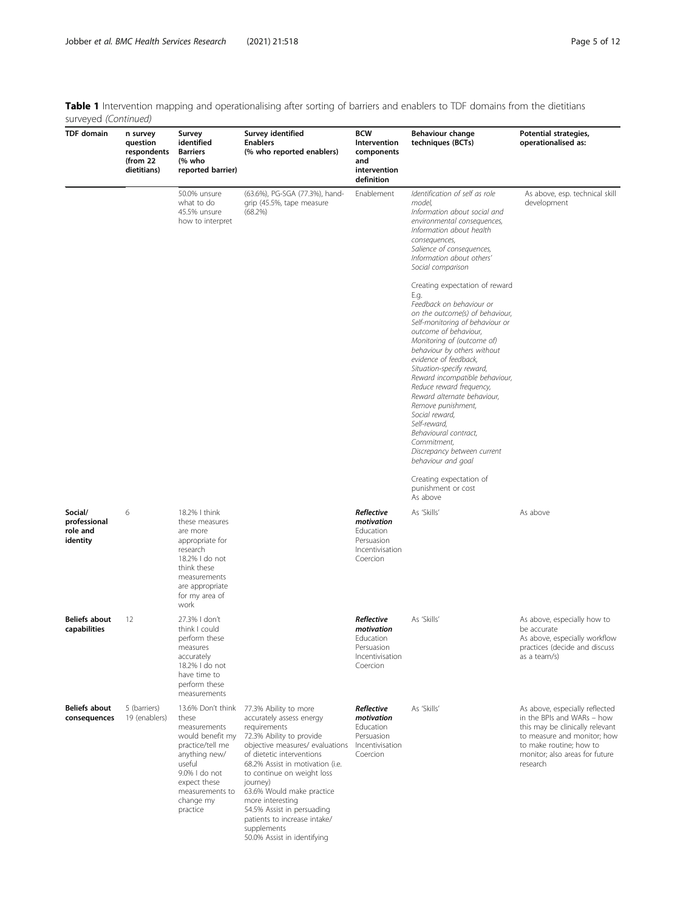**Table 1** Intervention mapping and operationalising after sorting of barriers and enablers to TDF domains from the dietitians surveyed *(Continued)*

| TDF domain | n survey question respondents (from 22 dietitians) | Survey identified Barriers (% who reported barrier) | Survey identified Enablers (% who reported enablers) | BCW Intervention components and intervention definition | Behaviour change techniques (BCTs) | Potential strategies, operationalised as: |
|---|---|---|---|---|---|---|
| | | 50.0% unsure what to do<br>45.5% unsure how to interpret | (63.6%), PG-SGA (77.3%), hand-grip (45.5%, tape measure (68.2%) | Enablement | *Identification of self as role model,*<br>*Information about social and environmental consequences,*<br>*Information about health consequences,*<br>*Salience of consequences,*<br>*Information about others' Social comparison*<br><br>Creating expectation of reward<br>E.g.<br>*Feedback on behaviour or on the outcome(s) of behaviour,*<br>*Self-monitoring of behaviour or outcome of behaviour,*<br>*Monitoring of (outcome of) behaviour by others without evidence of feedback,*<br>*Situation-specify reward,*<br>*Reward incompatible behaviour,*<br>*Reduce reward frequency,*<br>*Reward alternate behaviour,*<br>*Remove punishment,*<br>*Social reward,*<br>*Self-reward,*<br>*Behavioural contract,*<br>*Commitment,*<br>*Discrepancy between current behaviour and goal*<br><br>Creating expectation of punishment or cost<br>As above | As above, esp. technical skill development |
| **Social/ professional role and identity** | 6 | 18.2% I think these measures are more appropriate for research<br>18.2% I do not think these measurements are appropriate for my area of work | | ***Reflective motivation***<br>Education<br>Persuasion<br>Incentivisation<br>Coercion | As 'Skills' | As above |
| **Beliefs about capabilities** | 12 | 27.3% I don't think I could perform these measures accurately<br>18.2% I do not have time to perform these measurements | | ***Reflective motivation***<br>Education<br>Persuasion<br>Incentivisation<br>Coercion | As 'Skills' | As above, especially how to be accurate<br>As above, especially workflow practices (decide and discuss as a team/s) |
| **Beliefs about consequences** | 5 (barriers)<br>19 (enablers) | 13.6% Don't think these measurements would benefit my practice/tell me anything new/ useful<br>9.0% I do not expect these measurements to change my practice | 77.3% Ability to more accurately assess energy requirements<br>72.3% Ability to provide objective measures/ evaluations of dietetic interventions<br>68.2% Assist in motivation (i.e. to continue on weight loss journey)<br>63.6% Would make practice more interesting<br>54.5% Assist in persuading patients to increase intake/ supplements<br>50.0% Assist in identifying | ***Reflective motivation***<br>Education<br>Persuasion<br>Incentivisation<br>Coercion | As 'Skills' | As above, especially reflected in the BPIs and WARs – how this may be clinically relevant to measure and monitor; how to make routine; how to monitor; also areas for future research |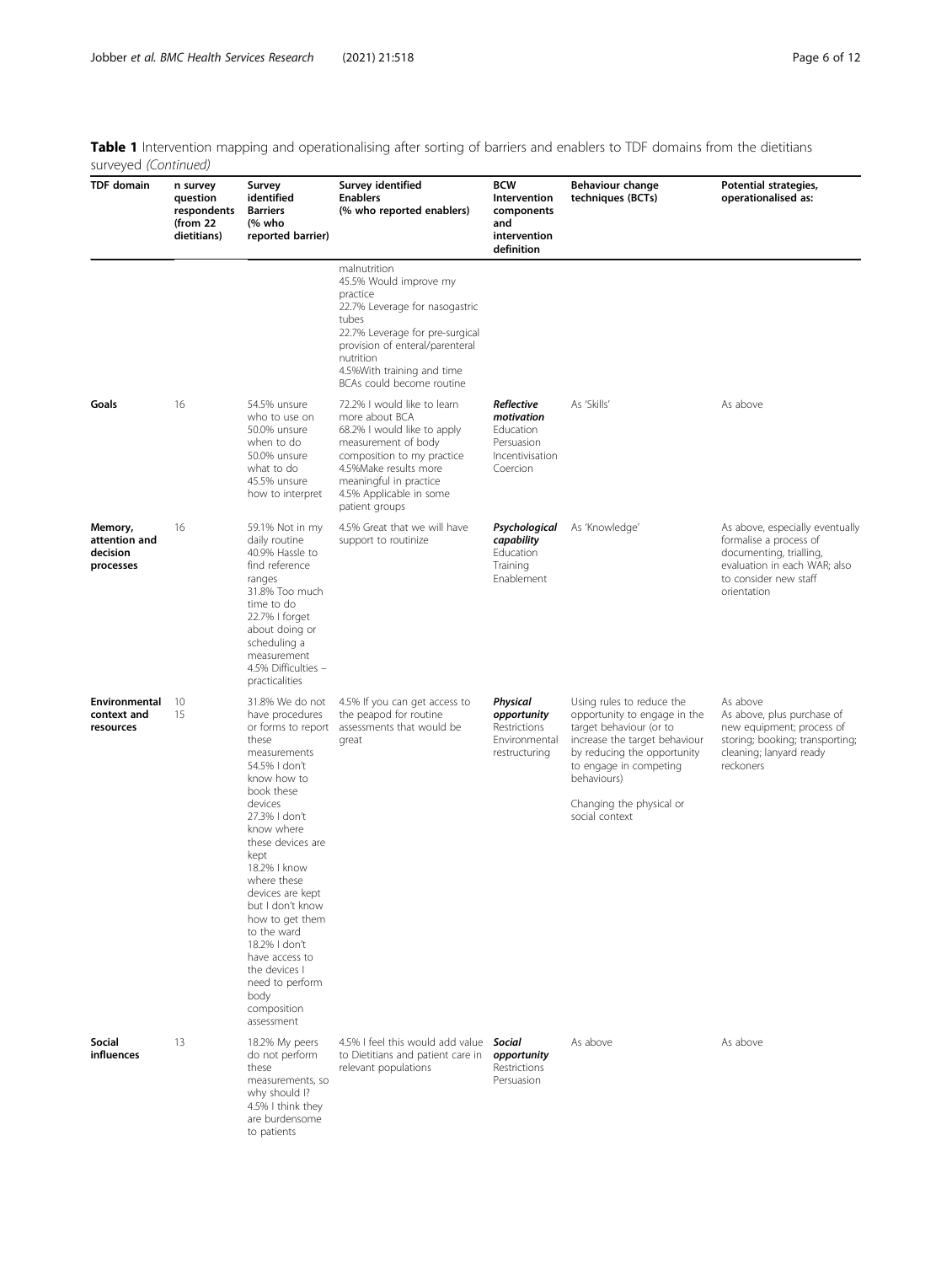**Table 1** Intervention mapping and operationalising after sorting of barriers and enablers to TDF domains from the dietitians surveyed *(Continued)*

| TDF domain | n survey question respondents (from 22 dietitians) | Survey identified Barriers (% who reported barrier) | Survey identified Enablers (% who reported enablers) | BCW Intervention components and intervention definition | Behaviour change techniques (BCTs) | Potential strategies, operationalised as: |
|---|---|---|---|---|---|---|
| | | | malnutrition<br>45.5% Would improve my practice<br>22.7% Leverage for nasogastric tubes<br>22.7% Leverage for pre-surgical provision of enteral/parenteral nutrition<br>4.5%With training and time BCAs could become routine | | | |
| **Goals** | 16 | 54.5% unsure who to use on<br>50.0% unsure when to do<br>50.0% unsure what to do<br>45.5% unsure how to interpret | 72.2% I would like to learn more about BCA<br>68.2% I would like to apply measurement of body composition to my practice<br>4.5%Make results more meaningful in practice<br>4.5% Applicable in some patient groups | ***Reflective motivation***<br>Education<br>Persuasion<br>Incentivisation<br>Coercion | As 'Skills' | As above |
| **Memory, attention and decision processes** | 16 | 59.1% Not in my daily routine<br>40.9% Hassle to find reference ranges<br>31.8% Too much time to do<br>22.7% I forget about doing or scheduling a measurement<br>4.5% Difficulties – practicalities | 4.5% Great that we will have support to routinize | ***Psychological capability***<br>Education<br>Training<br>Enablement | As 'Knowledge' | As above, especially eventually formalise a process of documenting, trialling, evaluation in each WAR; also to consider new staff orientation |
| **Environmental context and resources** | 10<br>15 | 31.8% We do not have procedures or forms to report these measurements<br>54.5% I don't know how to book these devices<br>27.3% I don't know where these devices are kept<br>18.2% I know where these devices are kept but I don't know how to get them to the ward<br>18.2% I don't have access to the devices I need to perform body composition assessment | 4.5% If you can get access to the peapod for routine assessments that would be great | ***Physical opportunity***<br>Restrictions<br>Environmental restructuring | Using rules to reduce the opportunity to engage in the target behaviour (or to increase the target behaviour by reducing the opportunity to engage in competing behaviours)<br><br>Changing the physical or social context | As above<br>As above, plus purchase of new equipment; process of storing; booking; transporting; cleaning; lanyard ready reckoners |
| **Social influences** | 13 | 18.2% My peers do not perform these measurements, so why should I?<br>4.5% I think they are burdensome to patients | 4.5% I feel this would add value to Dietitians and patient care in relevant populations | ***Social opportunity***<br>Restrictions<br>Persuasion | As above | As above |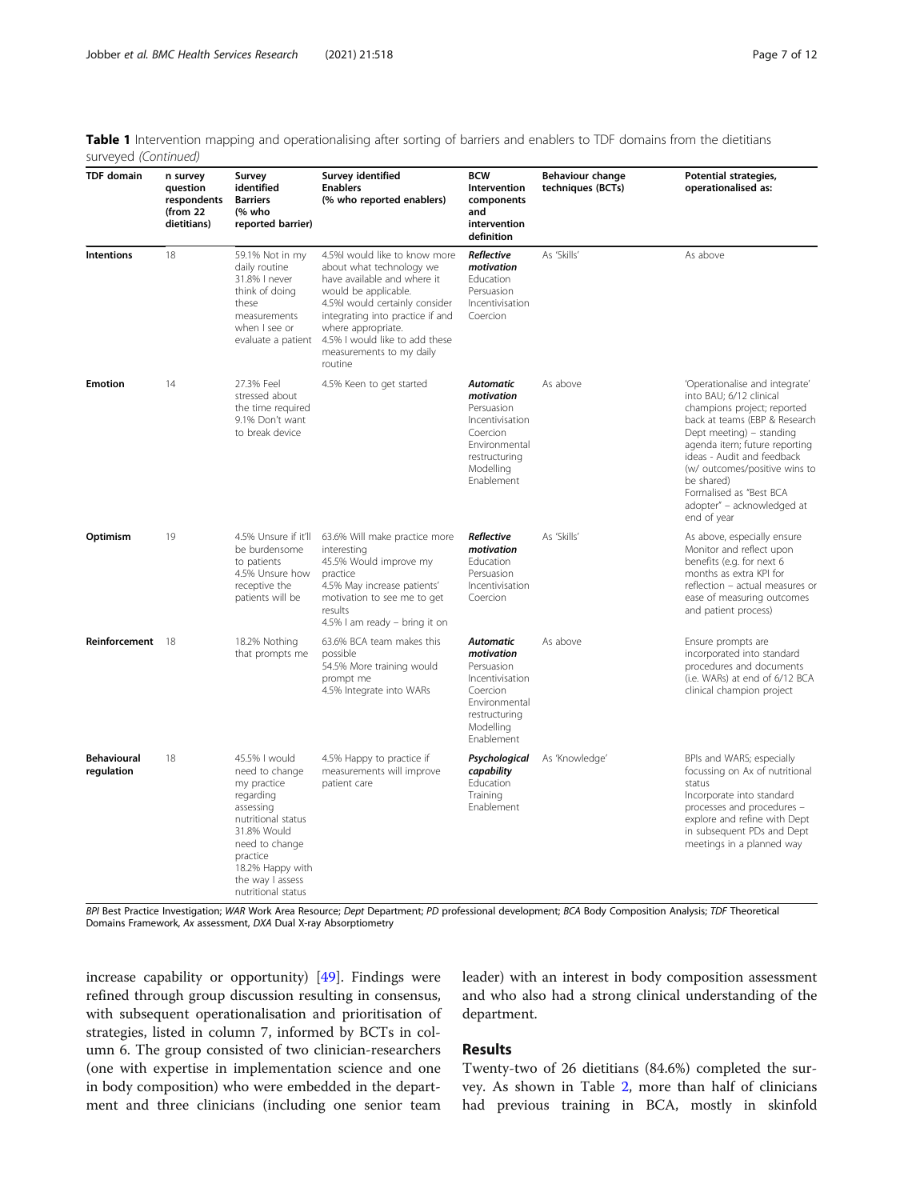**Table 1** Intervention mapping and operationalising after sorting of barriers and enablers to TDF domains from the dietitians surveyed *(Continued)*

| TDF domain | n survey question respondents (from 22 dietitians) | Survey identified Barriers (% who reported barrier) | Survey identified Enablers (% who reported enablers) | BCW Intervention components and intervention definition | Behaviour change techniques (BCTs) | Potential strategies, operationalised as: |
|---|---|---|---|---|---|---|
| **Intentions** | 18 | 59.1% Not in my daily routine<br>31.8% I never think of doing these measurements when I see or evaluate a patient | 4.5%I would like to know more about what technology we have available and where it would be applicable.<br>4.5%I would certainly consider integrating into practice if and where appropriate.<br>4.5% I would like to add these measurements to my daily routine | ***Reflective motivation***<br>Education<br>Persuasion<br>Incentivisation<br>Coercion | As 'Skills' | As above |
| **Emotion** | 14 | 27.3% Feel stressed about the time required<br>9.1% Don't want to break device | 4.5% Keen to get started | ***Automatic motivation***<br>Persuasion<br>Incentivisation<br>Coercion<br>Environmental restructuring<br>Modelling<br>Enablement | As above | 'Operationalise and integrate' into BAU; 6/12 clinical champions project; reported back at teams (EBP & Research Dept meeting) – standing agenda item; future reporting ideas - Audit and feedback (w/ outcomes/positive wins to be shared)<br>Formalised as "Best BCA adopter" – acknowledged at end of year |
| **Optimism** | 19 | 4.5% Unsure if it'll be burdensome to patients<br>4.5% Unsure how receptive the patients will be | 63.6% Will make practice more interesting<br>45.5% Would improve my practice<br>4.5% May increase patients' motivation to see me to get results<br>4.5% I am ready – bring it on | ***Reflective motivation***<br>Education<br>Persuasion<br>Incentivisation<br>Coercion | As 'Skills' | As above, especially ensure Monitor and reflect upon benefits (e.g. for next 6 months as extra KPI for reflection – actual measures or ease of measuring outcomes and patient process) |
| **Reinforcement** | 18 | 18.2% Nothing that prompts me | 63.6% BCA team makes this possible<br>54.5% More training would prompt me<br>4.5% Integrate into WARs | ***Automatic motivation***<br>Persuasion<br>Incentivisation<br>Coercion<br>Environmental restructuring<br>Modelling<br>Enablement | As above | Ensure prompts are incorporated into standard procedures and documents (i.e. WARs) at end of 6/12 BCA clinical champion project |
| **Behavioural regulation** | 18 | 45.5% I would need to change my practice regarding assessing nutritional status<br>31.8% Would need to change practice<br>18.2% Happy with the way I assess nutritional status | 4.5% Happy to practice if measurements will improve patient care | ***Psychological capability***<br>Education<br>Training<br>Enablement | As 'Knowledge' | BPIs and WARS; especially focussing on Ax of nutritional status<br>Incorporate into standard processes and procedures – explore and refine with Dept in subsequent PDs and Dept meetings in a planned way |

*BPI* Best Practice Investigation; *WAR* Work Area Resource; *Dept* Department; *PD* professional development; *BCA* Body Composition Analysis; *TDF* Theoretical Domains Framework, *Ax* assessment, *DXA* Dual X-ray Absorptiometry

increase capability or opportunity) [49]. Findings were refined through group discussion resulting in consensus, with subsequent operationalisation and prioritisation of strategies, listed in column 7, informed by BCTs in column 6. The group consisted of two clinician-researchers (one with expertise in implementation science and one in body composition) who were embedded in the department and three clinicians (including one senior team leader) with an interest in body composition assessment and who also had a strong clinical understanding of the department.

## Results

Twenty-two of 26 dietitians (84.6%) completed the survey. As shown in Table 2, more than half of clinicians had previous training in BCA, mostly in skinfold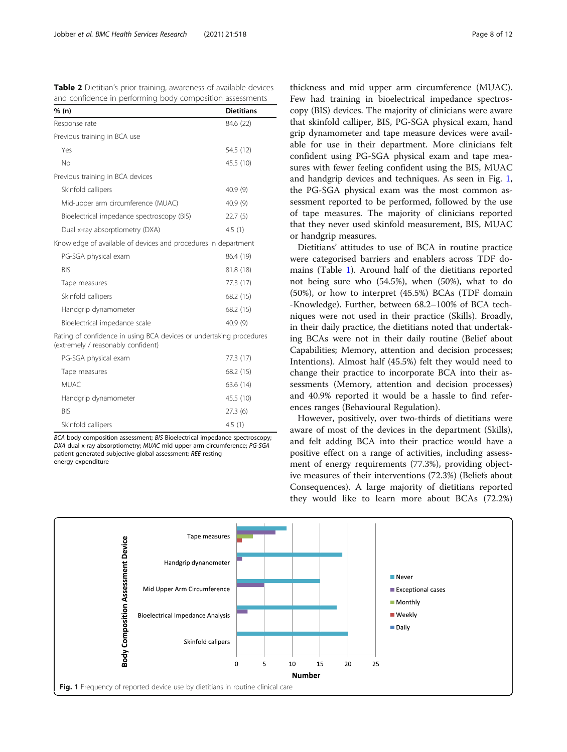**Table 2** Dietitian's prior training, awareness of available devices and confidence in performing body composition assessments

| % (n) | Dietitians |
|---|---|
| Response rate | 84.6 (22) |
| Previous training in BCA use | |
| Yes | 54.5 (12) |
| No | 45.5 (10) |
| Previous training in BCA devices | |
| Skinfold callipers | 40.9 (9) |
| Mid-upper arm circumference (MUAC) | 40.9 (9) |
| Bioelectrical impedance spectroscopy (BIS) | 22.7 (5) |
| Dual x-ray absorptiometry (DXA) | 4.5 (1) |
| Knowledge of available of devices and procedures in department | |
| PG-SGA physical exam | 86.4 (19) |
| BIS | 81.8 (18) |
| Tape measures | 77.3 (17) |
| Skinfold callipers | 68.2 (15) |
| Handgrip dynamometer | 68.2 (15) |
| Bioelectrical impedance scale | 40.9 (9) |
| Rating of confidence in using BCA devices or undertaking procedures (extremely / reasonably confident) | |
| PG-SGA physical exam | 77.3 (17) |
| Tape measures | 68.2 (15) |
| MUAC | 63.6 (14) |
| Handgrip dynamometer | 45.5 (10) |
| BIS | 27.3 (6) |
| Skinfold callipers | 4.5 (1) |

*BCA* body composition assessment; *BIS* Bioelectrical impedance spectroscopy; *DXA* dual x-ray absorptiometry; *MUAC* mid upper arm circumference; *PG-SGA* patient generated subjective global assessment; *REE* resting energy expenditure

thickness and mid upper arm circumference (MUAC). Few had training in bioelectrical impedance spectroscopy (BIS) devices. The majority of clinicians were aware that skinfold calliper, BIS, PG-SGA physical exam, hand grip dynamometer and tape measure devices were available for use in their department. More clinicians felt confident using PG-SGA physical exam and tape measures with fewer feeling confident using the BIS, MUAC and handgrip devices and techniques. As seen in Fig. 1, the PG-SGA physical exam was the most common assessment reported to be performed, followed by the use of tape measures. The majority of clinicians reported that they never used skinfold measurement, BIS, MUAC or handgrip measures.

Dietitians' attitudes to use of BCA in routine practice were categorised barriers and enablers across TDF domains (Table 1). Around half of the dietitians reported not being sure who (54.5%), when (50%), what to do (50%), or how to interpret (45.5%) BCAs (TDF domain -Knowledge). Further, between 68.2–100% of BCA techniques were not used in their practice (Skills). Broadly, in their daily practice, the dietitians noted that undertaking BCAs were not in their daily routine (Belief about Capabilities; Memory, attention and decision processes; Intentions). Almost half (45.5%) felt they would need to change their practice to incorporate BCA into their assessments (Memory, attention and decision processes) and 40.9% reported it would be a hassle to find references ranges (Behavioural Regulation).

However, positively, over two-thirds of dietitians were aware of most of the devices in the department (Skills), and felt adding BCA into their practice would have a positive effect on a range of activities, including assessment of energy requirements (77.3%), providing objective measures of their interventions (72.3%) (Beliefs about Consequences). A large majority of dietitians reported they would like to learn more about BCAs (72.2%)

**Fig. 1** Frequency of reported device use by dietitians in routine clinical care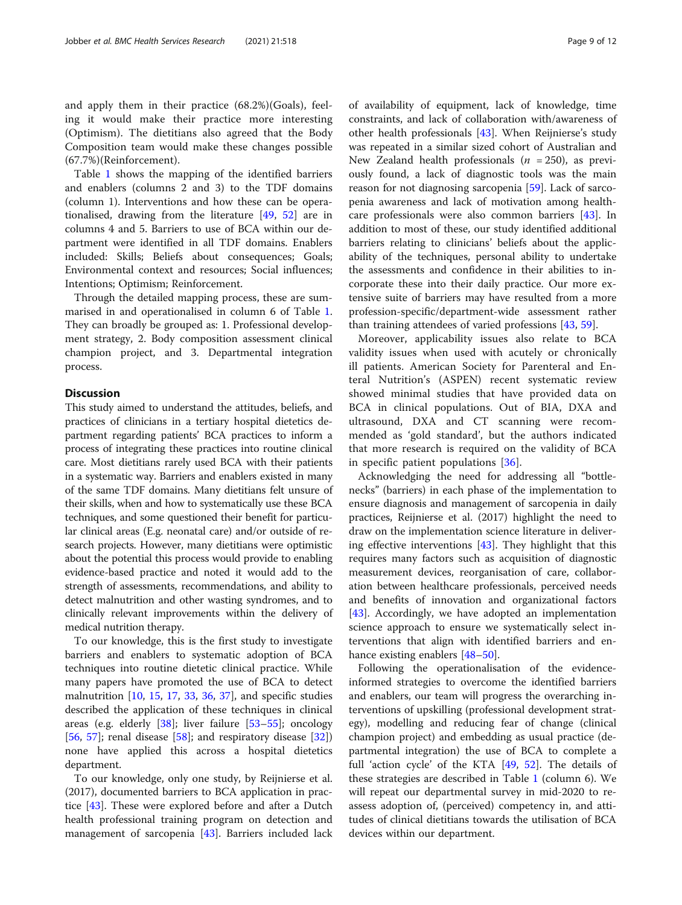and apply them in their practice (68.2%)(Goals), feeling it would make their practice more interesting (Optimism). The dietitians also agreed that the Body Composition team would make these changes possible (67.7%)(Reinforcement).

Table 1 shows the mapping of the identified barriers and enablers (columns 2 and 3) to the TDF domains (column 1). Interventions and how these can be operationalised, drawing from the literature [49, 52] are in columns 4 and 5. Barriers to use of BCA within our department were identified in all TDF domains. Enablers included: Skills; Beliefs about consequences; Goals; Environmental context and resources; Social influences; Intentions; Optimism; Reinforcement.

Through the detailed mapping process, these are summarised in and operationalised in column 6 of Table 1. They can broadly be grouped as: 1. Professional development strategy, 2. Body composition assessment clinical champion project, and 3. Departmental integration process.

## Discussion

This study aimed to understand the attitudes, beliefs, and practices of clinicians in a tertiary hospital dietetics department regarding patients' BCA practices to inform a process of integrating these practices into routine clinical care. Most dietitians rarely used BCA with their patients in a systematic way. Barriers and enablers existed in many of the same TDF domains. Many dietitians felt unsure of their skills, when and how to systematically use these BCA techniques, and some questioned their benefit for particular clinical areas (E.g. neonatal care) and/or outside of research projects. However, many dietitians were optimistic about the potential this process would provide to enabling evidence-based practice and noted it would add to the strength of assessments, recommendations, and ability to detect malnutrition and other wasting syndromes, and to clinically relevant improvements within the delivery of medical nutrition therapy.

To our knowledge, this is the first study to investigate barriers and enablers to systematic adoption of BCA techniques into routine dietetic clinical practice. While many papers have promoted the use of BCA to detect malnutrition [10, 15, 17, 33, 36, 37], and specific studies described the application of these techniques in clinical areas (e.g. elderly [38]; liver failure [53–55]; oncology [56, 57]; renal disease [58]; and respiratory disease [32]) none have applied this across a hospital dietetics department.

To our knowledge, only one study, by Reijnierse et al. (2017), documented barriers to BCA application in practice [43]. These were explored before and after a Dutch health professional training program on detection and management of sarcopenia [43]. Barriers included lack of availability of equipment, lack of knowledge, time constraints, and lack of collaboration with/awareness of other health professionals [43]. When Reijnierse's study was repeated in a similar sized cohort of Australian and New Zealand health professionals ($n$ = 250), as previously found, a lack of diagnostic tools was the main reason for not diagnosing sarcopenia [59]. Lack of sarcopenia awareness and lack of motivation among healthcare professionals were also common barriers [43]. In addition to most of these, our study identified additional barriers relating to clinicians' beliefs about the applicability of the techniques, personal ability to undertake the assessments and confidence in their abilities to incorporate these into their daily practice. Our more extensive suite of barriers may have resulted from a more profession-specific/department-wide assessment rather than training attendees of varied professions [43, 59].

Moreover, applicability issues also relate to BCA validity issues when used with acutely or chronically ill patients. American Society for Parenteral and Enteral Nutrition's (ASPEN) recent systematic review showed minimal studies that have provided data on BCA in clinical populations. Out of BIA, DXA and ultrasound, DXA and CT scanning were recommended as 'gold standard', but the authors indicated that more research is required on the validity of BCA in specific patient populations [36].

Acknowledging the need for addressing all "bottlenecks" (barriers) in each phase of the implementation to ensure diagnosis and management of sarcopenia in daily practices, Reijnierse et al. (2017) highlight the need to draw on the implementation science literature in delivering effective interventions [43]. They highlight that this requires many factors such as acquisition of diagnostic measurement devices, reorganisation of care, collaboration between healthcare professionals, perceived needs and benefits of innovation and organizational factors [43]. Accordingly, we have adopted an implementation science approach to ensure we systematically select interventions that align with identified barriers and enhance existing enablers [48–50].

Following the operationalisation of the evidence-informed strategies to overcome the identified barriers and enablers, our team will progress the overarching interventions of upskilling (professional development strategy), modelling and reducing fear of change (clinical champion project) and embedding as usual practice (departmental integration) the use of BCA to complete a full 'action cycle' of the KTA [49, 52]. The details of these strategies are described in Table 1 (column 6). We will repeat our departmental survey in mid-2020 to reassess adoption of, (perceived) competency in, and attitudes of clinical dietitians towards the utilisation of BCA devices within our department.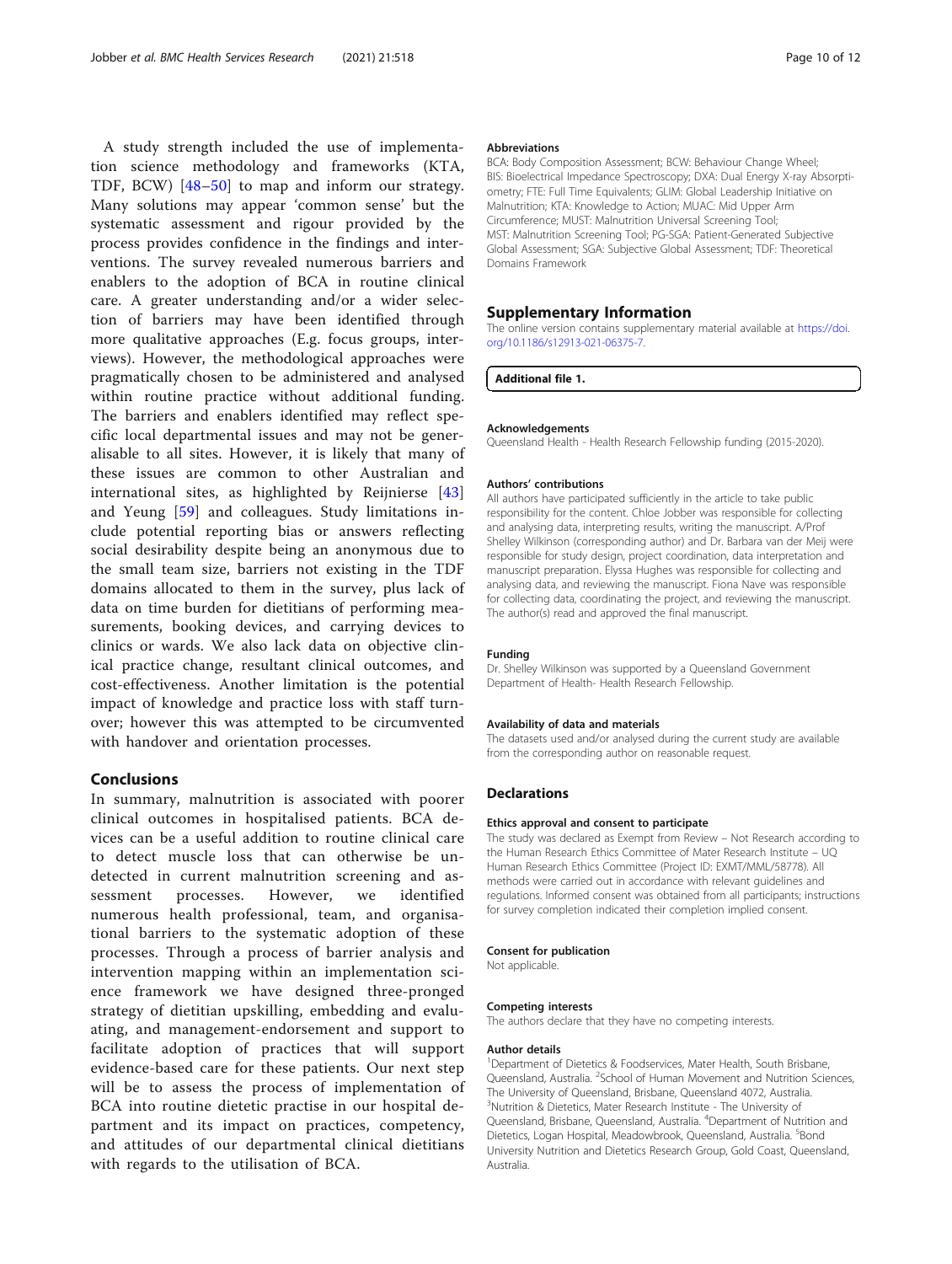A study strength included the use of implementation science methodology and frameworks (KTA, TDF, BCW) [48–50] to map and inform our strategy. Many solutions may appear 'common sense' but the systematic assessment and rigour provided by the process provides confidence in the findings and interventions. The survey revealed numerous barriers and enablers to the adoption of BCA in routine clinical care. A greater understanding and/or a wider selection of barriers may have been identified through more qualitative approaches (E.g. focus groups, interviews). However, the methodological approaches were pragmatically chosen to be administered and analysed within routine practice without additional funding. The barriers and enablers identified may reflect specific local departmental issues and may not be generalisable to all sites. However, it is likely that many of these issues are common to other Australian and international sites, as highlighted by Reijnierse [43] and Yeung [59] and colleagues. Study limitations include potential reporting bias or answers reflecting social desirability despite being an anonymous due to the small team size, barriers not existing in the TDF domains allocated to them in the survey, plus lack of data on time burden for dietitians of performing measurements, booking devices, and carrying devices to clinics or wards. We also lack data on objective clinical practice change, resultant clinical outcomes, and cost-effectiveness. Another limitation is the potential impact of knowledge and practice loss with staff turnover; however this was attempted to be circumvented with handover and orientation processes.

## Conclusions

In summary, malnutrition is associated with poorer clinical outcomes in hospitalised patients. BCA devices can be a useful addition to routine clinical care to detect muscle loss that can otherwise be undetected in current malnutrition screening and assessment processes. However, we identified numerous health professional, team, and organisational barriers to the systematic adoption of these processes. Through a process of barrier analysis and intervention mapping within an implementation science framework we have designed three-pronged strategy of dietitian upskilling, embedding and evaluating, and management-endorsement and support to facilitate adoption of practices that will support evidence-based care for these patients. Our next step will be to assess the process of implementation of BCA into routine dietetic practise in our hospital department and its impact on practices, competency, and attitudes of our departmental clinical dietitians with regards to the utilisation of BCA.

### Abbreviations

BCA: Body Composition Assessment; BCW: Behaviour Change Wheel; BIS: Bioelectrical Impedance Spectroscopy; DXA: Dual Energy X-ray Absorptiometry; FTE: Full Time Equivalents; GLIM: Global Leadership Initiative on Malnutrition; KTA: Knowledge to Action; MUAC: Mid Upper Arm Circumference; MUST: Malnutrition Universal Screening Tool; MST: Malnutrition Screening Tool; PG-SGA: Patient-Generated Subjective Global Assessment; SGA: Subjective Global Assessment; TDF: Theoretical Domains Framework

## Supplementary Information

The online version contains supplementary material available at https://doi.org/10.1186/s12913-021-06375-7.

**Additional file 1.**

### Acknowledgements

Queensland Health - Health Research Fellowship funding (2015-2020).

### Authors' contributions

All authors have participated sufficiently in the article to take public responsibility for the content. Chloe Jobber was responsible for collecting and analysing data, interpreting results, writing the manuscript. A/Prof Shelley Wilkinson (corresponding author) and Dr. Barbara van der Meij were responsible for study design, project coordination, data interpretation and manuscript preparation. Elyssa Hughes was responsible for collecting and analysing data, and reviewing the manuscript. Fiona Nave was responsible for collecting data, coordinating the project, and reviewing the manuscript. The author(s) read and approved the final manuscript.

### Funding

Dr. Shelley Wilkinson was supported by a Queensland Government Department of Health- Health Research Fellowship.

### Availability of data and materials

The datasets used and/or analysed during the current study are available from the corresponding author on reasonable request.

## Declarations

### Ethics approval and consent to participate

The study was declared as Exempt from Review – Not Research according to the Human Research Ethics Committee of Mater Research Institute – UQ Human Research Ethics Committee (Project ID: EXMT/MML/58778). All methods were carried out in accordance with relevant guidelines and regulations. Informed consent was obtained from all participants; instructions for survey completion indicated their completion implied consent.

### Consent for publication

Not applicable.

### Competing interests

The authors declare that they have no competing interests.

### Author details

[1]Department of Dietetics & Foodservices, Mater Health, South Brisbane, Queensland, Australia. [2]School of Human Movement and Nutrition Sciences, The University of Queensland, Brisbane, Queensland 4072, Australia. [3]Nutrition & Dietetics, Mater Research Institute - The University of Queensland, Brisbane, Queensland, Australia. [4]Department of Nutrition and Dietetics, Logan Hospital, Meadowbrook, Queensland, Australia. [5]Bond University Nutrition and Dietetics Research Group, Gold Coast, Queensland, Australia.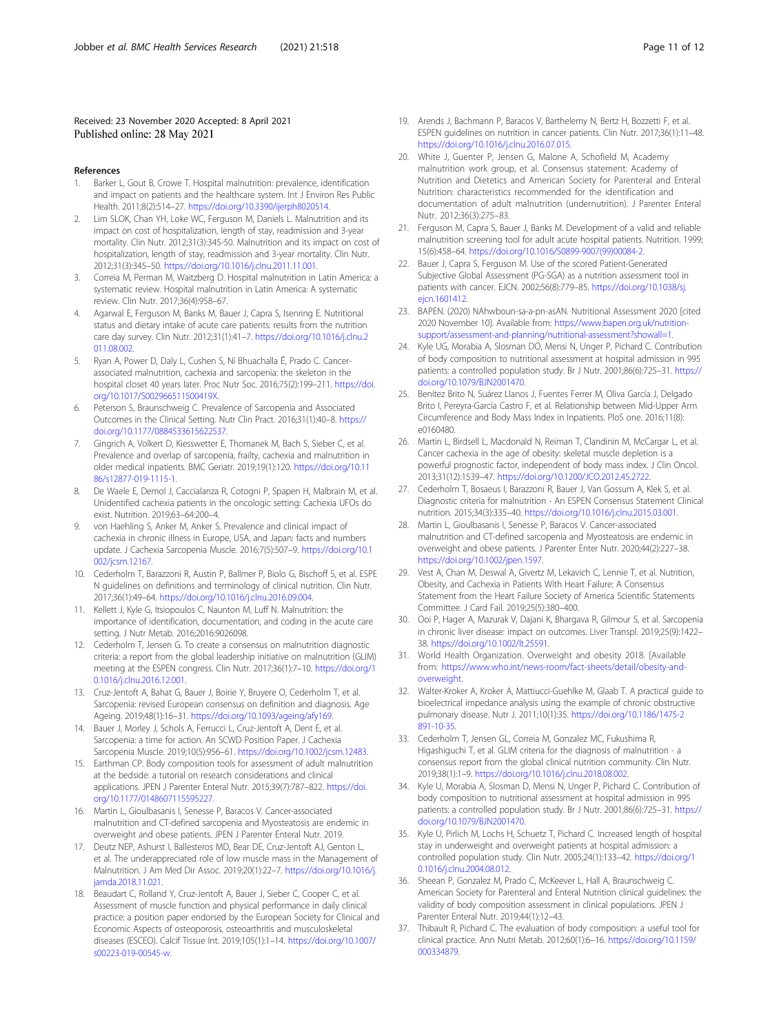Received: 23 November 2020 Accepted: 8 April 2021
Published online: 28 May 2021

## References

1. Barker L, Gout B, Crowe T. Hospital malnutrition: prevalence, identification and impact on patients and the healthcare system. Int J Environ Res Public Health. 2011;8(2):514–27. https://doi.org/10.3390/ijerph8020514.
2. Lim SLOK, Chan YH, Loke WC, Ferguson M, Daniels L. Malnutrition and its impact on cost of hospitalization, length of stay, readmission and 3-year mortality. Clin Nutr. 2012;31(3):345-50. Malnutrition and its impact on cost of hospitalization, length of stay, readmission and 3-year mortality. Clin Nutr. 2012;31(3):345–50. https://doi.org/10.1016/j.clnu.2011.11.001.
3. Correia M, Perman M, Waitzberg D. Hospital malnutrition in Latin America: a systematic review. Hospital malnutrition in Latin America: A systematic review. Clin Nutr. 2017;36(4):958–67.
4. Agarwal E, Ferguson M, Banks M, Bauer J, Capra S, Isenring E. Nutritional status and dietary intake of acute care patients: results from the nutrition care day survey. Clin Nutr. 2012;31(1):41–7. https://doi.org/10.1016/j.clnu.2011.08.002.
5. Ryan A, Power D, Daly L, Cushen S, Ní Bhuachalla Ē, Prado C. Cancer-associated malnutrition, cachexia and sarcopenia: the skeleton in the hospital closet 40 years later. Proc Nutr Soc. 2016;75(2):199–211. https://doi.org/10.1017/S002966511500419X.
6. Peterson S, Braunschweig C. Prevalence of Sarcopenia and Associated Outcomes in the Clinical Setting. Nutr Clin Pract. 2016;31(1):40–8. https://doi.org/10.1177/0884533615622537.
7. Gingrich A, Volkert D, Kiesswetter E, Thomanek M, Bach S, Sieber C, et al. Prevalence and overlap of sarcopenia, frailty, cachexia and malnutrition in older medical inpatients. BMC Geriatr. 2019;19(1):120. https://doi.org/10.1186/s12877-019-1115-1.
8. De Waele E, Demol J, Caccialanza R, Cotogni P, Spapen H, Malbrain M, et al. Unidentified cachexia patients in the oncologic setting: Cachexia UFOs do exist. Nutrition. 2019;63–64:200–4.
9. von Haehling S, Anker M, Anker S. Prevalence and clinical impact of cachexia in chronic illness in Europe, USA, and Japan: facts and numbers update. J Cachexia Sarcopenia Muscle. 2016;7(5):507–9. https://doi.org/10.1002/jcsm.12167.
10. Cederholm T, Barazzoni R, Austin P, Ballmer P, Biolo G, Bischoff S, et al. ESPEN guidelines on definitions and terminology of clinical nutrition. Clin Nutr. 2017;36(1):49–64. https://doi.org/10.1016/j.clnu.2016.09.004.
11. Kellett J, Kyle G, Itsiopoulos C, Naunton M, Luff N. Malnutrition: the importance of identification, documentation, and coding in the acute care setting. J Nutr Metab. 2016;2016:9026098.
12. Cederholm T, Jensen G. To create a consensus on malnutrition diagnostic criteria: a report from the global leadership initiative on malnutrition (GLIM) meeting at the ESPEN congress. Clin Nutr. 2017;36(1):7–10. https://doi.org/10.1016/j.clnu.2016.12.001.
13. Cruz-Jentoft A, Bahat G, Bauer J, Boirie Y, Bruyere O, Cederholm T, et al. Sarcopenia: revised European consensus on definition and diagnosis. Age Ageing. 2019;48(1):16–31. https://doi.org/10.1093/ageing/afy169.
14. Bauer J, Morley J, Schols A, Ferrucci L, Cruz-Jentoft A, Dent E, et al. Sarcopenia: a time for action. An SCWD Position Paper. J Cachexia Sarcopenia Muscle. 2019;10(5):956–61. https://doi.org/10.1002/jcsm.12483.
15. Earthman CP. Body composition tools for assessment of adult malnutrition at the bedside: a tutorial on research considerations and clinical applications. JPEN J Parenter Enteral Nutr. 2015;39(7):787–822. https://doi.org/10.1177/0148607115595227.
16. Martin L, Gioulbasanis I, Senesse P, Baracos V. Cancer-associated malnutrition and CT-defined sarcopenia and Myosteatosis are endemic in overweight and obese patients. JPEN J Parenter Enteral Nutr. 2019.
17. Deutz NEP, Ashurst I, Ballesteros MD, Bear DE, Cruz-Jentoft AJ, Genton L, et al. The underappreciated role of low muscle mass in the Management of Malnutrition. J Am Med Dir Assoc. 2019;20(1):22–7. https://doi.org/10.1016/j.jamda.2018.11.021.
18. Beaudart C, Rolland Y, Cruz-Jentoft A, Bauer J, Sieber C, Cooper C, et al. Assessment of muscle function and physical performance in daily clinical practice: a position paper endorsed by the European Society for Clinical and Economic Aspects of osteoporosis, osteoarthritis and musculoskeletal diseases (ESCEO). Calcif Tissue Int. 2019;105(1):1–14. https://doi.org/10.1007/s00223-019-00545-w.
19. Arends J, Bachmann P, Baracos V, Barthelemy N, Bertz H, Bozzetti F, et al. ESPEN guidelines on nutrition in cancer patients. Clin Nutr. 2017;36(1):11–48. https://doi.org/10.1016/j.clnu.2016.07.015.
20. White J, Guenter P, Jensen G, Malone A, Schofield M, Academy malnutrition work group, et al. Consensus statement: Academy of Nutrition and Dietetics and American Society for Parenteral and Enteral Nutrition: characteristics recommended for the identification and documentation of adult malnutrition (undernutrition). J Parenter Enteral Nutr. 2012;36(3):275–83.
21. Ferguson M, Capra S, Bauer J, Banks M. Development of a valid and reliable malnutrition screening tool for adult acute hospital patients. Nutrition. 1999;15(6):458–64. https://doi.org/10.1016/S0899-9007(99)00084-2.
22. Bauer J, Capra S, Ferguson M. Use of the scored Patient-Generated Subjective Global Assessment (PG-SGA) as a nutrition assessment tool in patients with cancer. EJCN. 2002;56(8):779–85. https://doi.org/10.1038/sj.ejcn.1601412.
23. BAPEN. (2020) NAhwboun-sa-a-pn-asAN. Nutritional Assessment 2020 [cited 2020 November 10]. Available from: https://www.bapen.org.uk/nutrition-support/assessment-and-planning/nutritional-assessment?showall=1.
24. Kyle UG, Morabia A, Slosman DO, Mensi N, Unger P, Pichard C. Contribution of body composition to nutritional assessment at hospital admission in 995 patients: a controlled population study. Br J Nutr. 2001;86(6):725–31. https://doi.org/10.1079/BJN2001470.
25. Benítez Brito N, Suárez Llanos J, Fuentes Ferrer M, Oliva García J, Delgado Brito I, Pereyra-García Castro F, et al. Relationship between Mid-Upper Arm Circumference and Body Mass Index in Inpatients. PloS one. 2016;11(8):e0160480.
26. Martin L, Birdsell L, Macdonald N, Reiman T, Clandinin M, McCargar L, et al. Cancer cachexia in the age of obesity: skeletal muscle depletion is a powerful prognostic factor, independent of body mass index. J Clin Oncol. 2013;31(12):1539–47. https://doi.org/10.1200/JCO.2012.45.2722.
27. Cederholm T, Bosaeus I, Barazzoni R, Bauer J, Van Gossum A, Klek S, et al. Diagnostic criteria for malnutrition - An ESPEN Consensus Statement Clinical nutrition. 2015;34(3):335–40. https://doi.org/10.1016/j.clnu.2015.03.001.
28. Martin L, Gioulbasanis I, Senesse P, Baracos V. Cancer-associated malnutrition and CT-defined sarcopenia and Myosteatosis are endemic in overweight and obese patients. J Parenter Enter Nutr. 2020;44(2):227–38. https://doi.org/10.1002/jpen.1597.
29. Vest A, Chan M, Deswal A, Givertz M, Lekavich C, Lennie T, et al. Nutrition, Obesity, and Cachexia in Patients With Heart Failure: A Consensus Statement from the Heart Failure Society of America Scientific Statements Committee. J Card Fail. 2019;25(5):380–400.
30. Ooi P, Hager A, Mazurak V, Dajani K, Bhargava R, Gilmour S, et al. Sarcopenia in chronic liver disease: impact on outcomes. Liver Transpl. 2019;25(9):1422–38. https://doi.org/10.1002/lt.25591.
31. World Health Organization. Overweight and obesity 2018. [Available from: https://www.who.int/news-room/fact-sheets/detail/obesity-and-overweight.
32. Walter-Kroker A, Kroker A, Mattiucci-Guehlke M, Glaab T. A practical guide to bioelectrical impedance analysis using the example of chronic obstructive pulmonary disease. Nutr J. 2011;10(1):35. https://doi.org/10.1186/1475-2891-10-35.
33. Cederholm T, Jensen GL, Correia M, Gonzalez MC, Fukushima R, Higashiguchi T, et al. GLIM criteria for the diagnosis of malnutrition - a consensus report from the global clinical nutrition community. Clin Nutr. 2019;38(1):1–9. https://doi.org/10.1016/j.clnu.2018.08.002.
34. Kyle U, Morabia A, Slosman D, Mensi N, Unger P, Pichard C. Contribution of body composition to nutritional assessment at hospital admission in 995 patients: a controlled population study. Br J Nutr. 2001;86(6):725–31. https://doi.org/10.1079/BJN2001470.
35. Kyle U, Pirlich M, Lochs H, Schuetz T, Pichard C. Increased length of hospital stay in underweight and overweight patients at hospital admission: a controlled population study. Clin Nutr. 2005;24(1):133–42. https://doi.org/10.1016/j.clnu.2004.08.012.
36. Sheean P, Gonzalez M, Prado C, McKeever L, Hall A, Braunschweig C. American Society for Parenteral and Enteral Nutrition clinical guidelines: the validity of body composition assessment in clinical populations. JPEN J Parenter Enteral Nutr. 2019;44(1):12–43.
37. Thibault R, Pichard C. The evaluation of body composition: a useful tool for clinical practice. Ann Nutri Metab. 2012;60(1):6–16. https://doi.org/10.1159/000334879.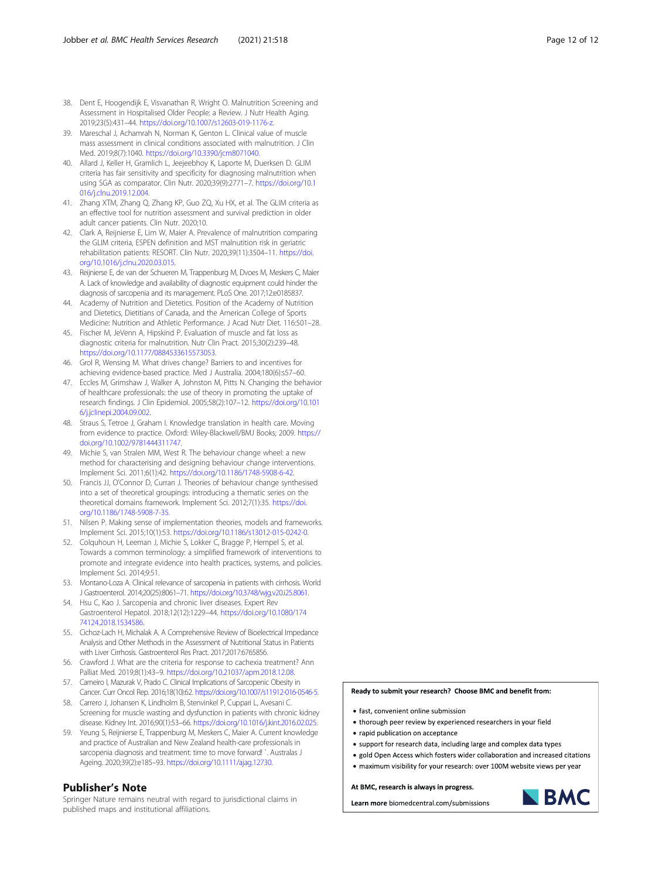38. Dent E, Hoogendijk E, Visvanathan R, Wright O. Malnutrition Screening and Assessment in Hospitalised Older People: a Review. J Nutr Health Aging. 2019;23(5):431–44. https://doi.org/10.1007/s12603-019-1176-z.
39. Mareschal J, Achamrah N, Norman K, Genton L. Clinical value of muscle mass assessment in clinical conditions associated with malnutrition. J Clin Med. 2019;8(7):1040. https://doi.org/10.3390/jcm8071040.
40. Allard J, Keller H, Gramlich L, Jeejeebhoy K, Laporte M, Duerksen D. GLIM criteria has fair sensitivity and specificity for diagnosing malnutrition when using SGA as comparator. Clin Nutr. 2020;39(9):2771–7. https://doi.org/10.1016/j.clnu.2019.12.004.
41. Zhang XTM, Zhang Q, Zhang KP, Guo ZQ, Xu HX, et al. The GLIM criteria as an effective tool for nutrition assessment and survival prediction in older adult cancer patients. Clin Nutr. 2020;10.
42. Clark A, Reijnierse E, Lim W, Maier A. Prevalence of malnutrition comparing the GLIM criteria, ESPEN definition and MST malnutrition risk in geriatric rehabilitation patients: RESORT. Clin Nutr. 2020;39(11):3504–11. https://doi.org/10.1016/j.clnu.2020.03.015.
43. Reijnierse E, de van der Schueren M, Trappenburg M, Dvoes M, Meskers C, Maier A. Lack of knowledge and availability of diagnostic equipment could hinder the diagnosis of sarcopenia and its management. PLoS One. 2017;12:e0185837.
44. Academy of Nutrition and Dietetics. Position of the Academy of Nutrition and Dietetics, Dietitians of Canada, and the American College of Sports Medicine: Nutrition and Athletic Performance. J Acad Nutr Diet. 116:501–28.
45. Fischer M, JeVenn A, Hipskind P. Evaluation of muscle and fat loss as diagnostic criteria for malnutrition. Nutr Clin Pract. 2015;30(2):239–48. https://doi.org/10.1177/0884533615573053.
46. Grol R, Wensing M. What drives change? Barriers to and incentives for achieving evidence-based practice. Med J Australia. 2004;180(6):s57–60.
47. Eccles M, Grimshaw J, Walker A, Johnston M, Pitts N. Changing the behavior of healthcare professionals: the use of theory in promoting the uptake of research findings. J Clin Epidemiol. 2005;58(2):107–12. https://doi.org/10.1016/j.jclinepi.2004.09.002.
48. Straus S, Tetroe J, Graham I. Knowledge translation in health care. Moving from evidence to practice. Oxford: Wiley-Blackwell/BMJ Books; 2009. https://doi.org/10.1002/9781444311747.
49. Michie S, van Stralen MM, West R. The behaviour change wheel: a new method for characterising and designing behaviour change interventions. Implement Sci. 2011;6(1):42. https://doi.org/10.1186/1748-5908-6-42.
50. Francis JJ, O'Connor D, Curran J. Theories of behaviour change synthesised into a set of theoretical groupings: introducing a thematic series on the theoretical domains framework. Implement Sci. 2012;7(1):35. https://doi.org/10.1186/1748-5908-7-35.
51. Nilsen P. Making sense of implementation theories, models and frameworks. Implement Sci. 2015;10(1):53. https://doi.org/10.1186/s13012-015-0242-0.
52. Colquhoun H, Leeman J, Michie S, Lokker C, Bragge P, Hempel S, et al. Towards a common terminology: a simplified framework of interventions to promote and integrate evidence into health practices, systems, and policies. Implement Sci. 2014;9:51.
53. Montano-Loza A. Clinical relevance of sarcopenia in patients with cirrhosis. World J Gastroenterol. 2014;20(25):8061–71. https://doi.org/10.3748/wjg.v20.i25.8061.
54. Hsu C, Kao J. Sarcopenia and chronic liver diseases. Expert Rev Gastroenterol Hepatol. 2018;12(12):1229–44. https://doi.org/10.1080/17474124.2018.1534586.
55. Cichoz-Lach H, Michalak A. A Comprehensive Review of Bioelectrical Impedance Analysis and Other Methods in the Assessment of Nutritional Status in Patients with Liver Cirrhosis. Gastroenterol Res Pract. 2017;2017:6765856.
56. Crawford J. What are the criteria for response to cachexia treatment? Ann Palliat Med. 2019;8(1):43–9. https://doi.org/10.21037/apm.2018.12.08.
57. Carneiro I, Mazurak V, Prado C. Clinical Implications of Sarcopenic Obesity in Cancer. Curr Oncol Rep. 2016;18(10):62. https://doi.org/10.1007/s11912-016-0546-5.
58. Carrero J, Johansen K, Lindholm B, Stenvinkel P, Cuppari L, Avesani C. Screening for muscle wasting and dysfunction in patients with chronic kidney disease. Kidney Int. 2016;90(1):53–66. https://doi.org/10.1016/j.kint.2016.02.025.
59. Yeung S, Reijnierse E, Trappenburg M, Meskers C, Maier A. Current knowledge and practice of Australian and New Zealand health-care professionals in sarcopenia diagnosis and treatment: time to move forward! `. Australas J Ageing. 2020;39(2):e185–93. https://doi.org/10.1111/ajag.12730.

## Publisher's Note

Springer Nature remains neutral with regard to jurisdictional claims in published maps and institutional affiliations.

**Ready to submit your research? Choose BMC and benefit from:**

- fast, convenient online submission
- thorough peer review by experienced researchers in your field
- rapid publication on acceptance
- support for research data, including large and complex data types
- gold Open Access which fosters wider collaboration and increased citations
- maximum visibility for your research: over 100M website views per year

**At BMC, research is always in progress.**

**Learn more** biomedcentral.com/submissions

BMC